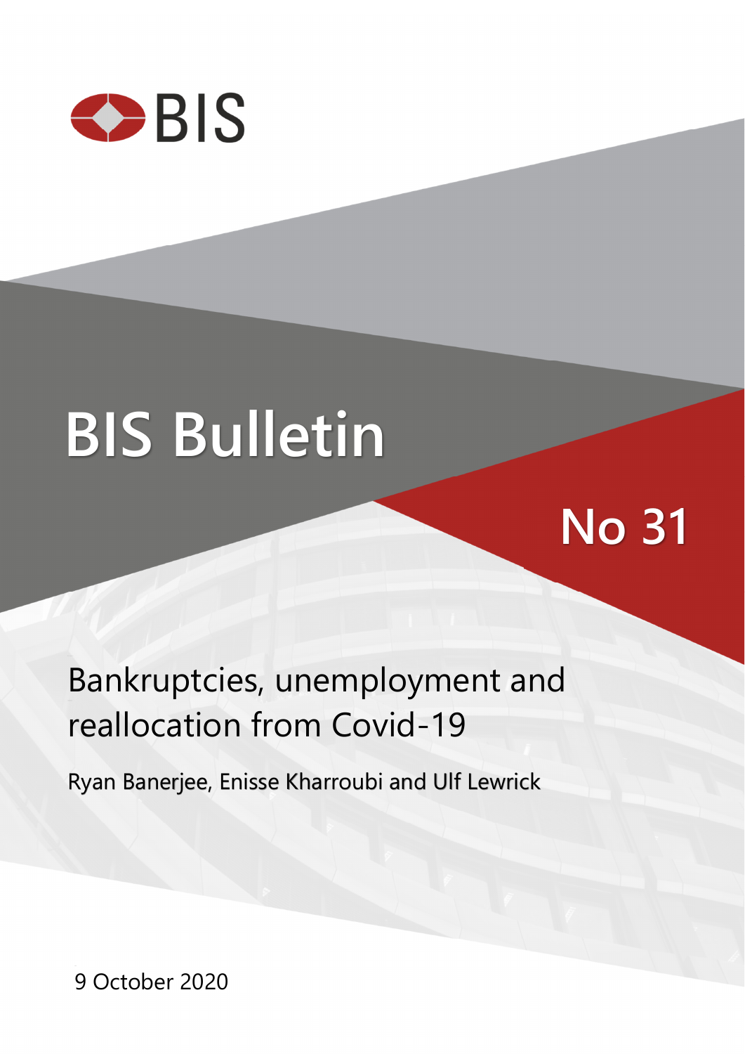BIS

# BIS Bulletin

No 31

## Bankruptcies, unemployment and reallocation from Covid-19

Ryan Banerjee, Enisse Kharroubi and Ulf Lewrick

9 October 2020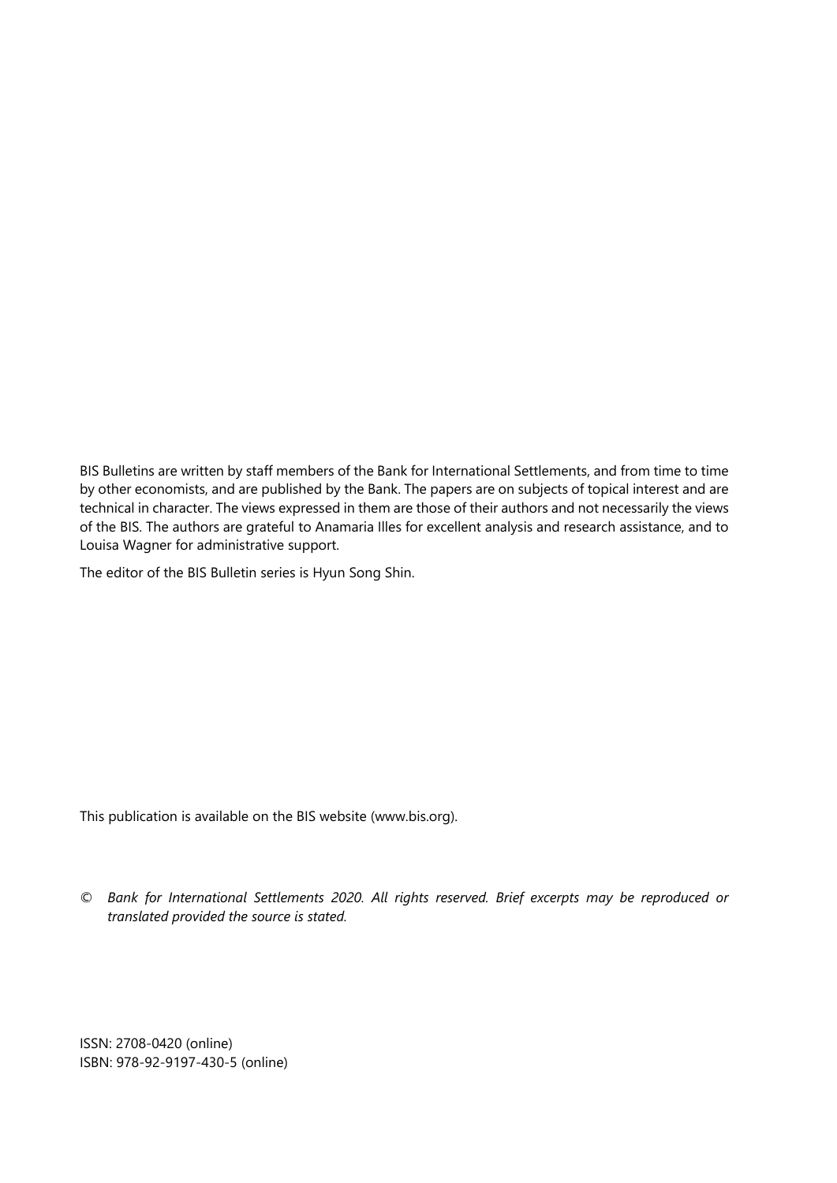BIS Bulletins are written by staff members of the Bank for International Settlements, and from time to time by other economists, and are published by the Bank. The papers are on subjects of topical interest and are technical in character. The views expressed in them are those of their authors and not necessarily the views of the BIS. The authors are grateful to Anamaria Illes for excellent analysis and research assistance, and to Louisa Wagner for administrative support.

The editor of the BIS Bulletin series is Hyun Song Shin.

This publication is available on the BIS website (www.bis.org).

© *Bank for International Settlements 2020. All rights reserved. Brief excerpts may be reproduced or translated provided the source is stated.*

ISSN: 2708-0420 (online)
ISBN: 978-92-9197-430-5 (online)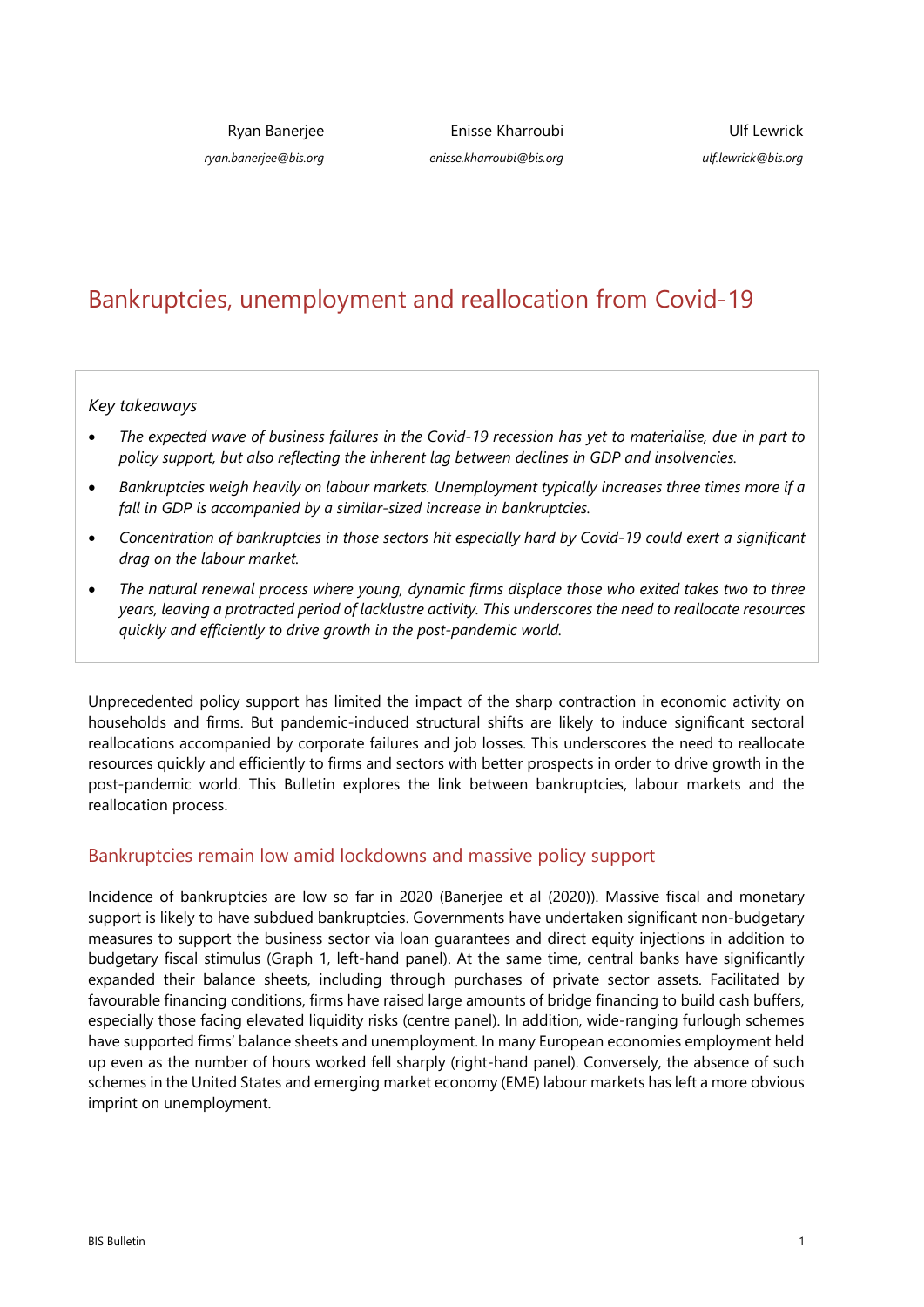Ryan Banerjee
*ryan.banerjee@bis.org*

Enisse Kharroubi
*enisse.kharroubi@bis.org*

Ulf Lewrick
*ulf.lewrick@bis.org*

# Bankruptcies, unemployment and reallocation from Covid-19

*Key takeaways*

- *The expected wave of business failures in the Covid-19 recession has yet to materialise, due in part to policy support, but also reflecting the inherent lag between declines in GDP and insolvencies.*
- *Bankruptcies weigh heavily on labour markets. Unemployment typically increases three times more if a fall in GDP is accompanied by a similar-sized increase in bankruptcies.*
- *Concentration of bankruptcies in those sectors hit especially hard by Covid-19 could exert a significant drag on the labour market.*
- *The natural renewal process where young, dynamic firms displace those who exited takes two to three years, leaving a protracted period of lacklustre activity. This underscores the need to reallocate resources quickly and efficiently to drive growth in the post-pandemic world.*

Unprecedented policy support has limited the impact of the sharp contraction in economic activity on households and firms. But pandemic-induced structural shifts are likely to induce significant sectoral reallocations accompanied by corporate failures and job losses. This underscores the need to reallocate resources quickly and efficiently to firms and sectors with better prospects in order to drive growth in the post-pandemic world. This Bulletin explores the link between bankruptcies, labour markets and the reallocation process.

## Bankruptcies remain low amid lockdowns and massive policy support

Incidence of bankruptcies are low so far in 2020 (Banerjee et al (2020)). Massive fiscal and monetary support is likely to have subdued bankruptcies. Governments have undertaken significant non-budgetary measures to support the business sector via loan guarantees and direct equity injections in addition to budgetary fiscal stimulus (Graph 1, left-hand panel). At the same time, central banks have significantly expanded their balance sheets, including through purchases of private sector assets. Facilitated by favourable financing conditions, firms have raised large amounts of bridge financing to build cash buffers, especially those facing elevated liquidity risks (centre panel). In addition, wide-ranging furlough schemes have supported firms' balance sheets and unemployment. In many European economies employment held up even as the number of hours worked fell sharply (right-hand panel). Conversely, the absence of such schemes in the United States and emerging market economy (EME) labour markets has left a more obvious imprint on unemployment.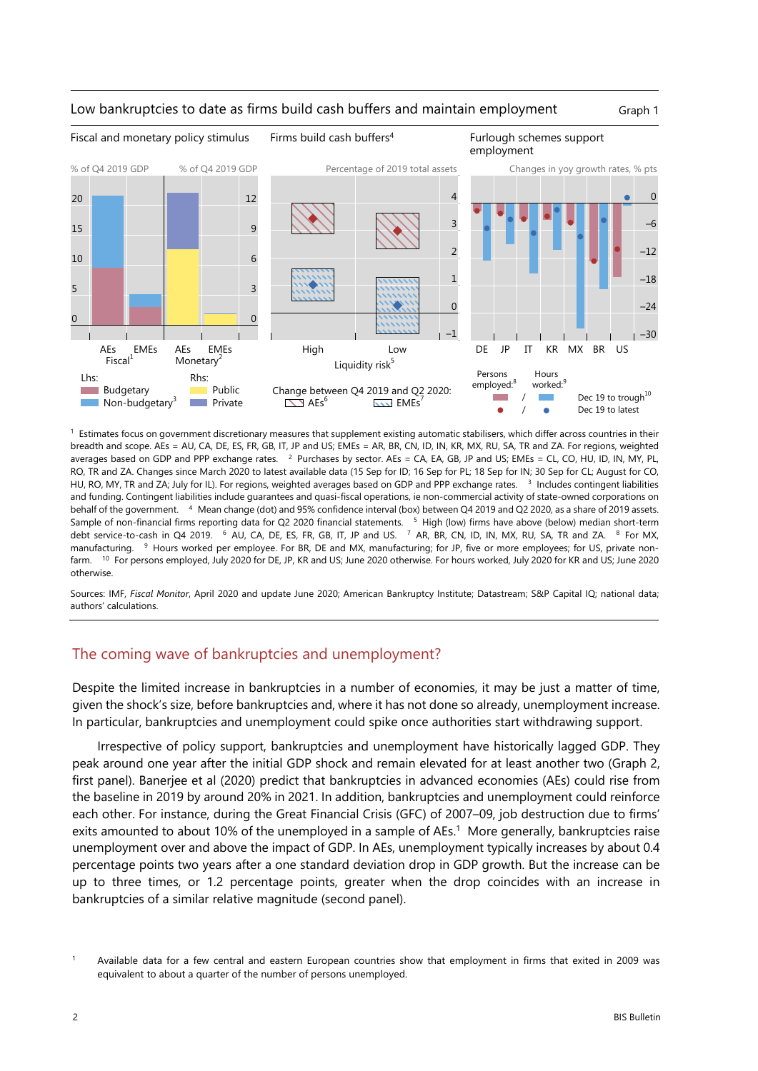Low bankruptcies to date as firms build cash buffers and maintain employment

Graph 1

Fiscal and monetary policy stimulus

Firms build cash buffers[4]

Furlough schemes support employment

Lhs: Budgetary; Non-budgetary[3]. Rhs: Public; Private.

Change between Q4 2019 and Q2 2020: AEs[6]; EMEs[7]

Persons employed:[8] / Hours worked:[9] — Dec 19 to trough[10]; Dec 19 to latest

[1] Estimates focus on government discretionary measures that supplement existing automatic stabilisers, which differ across countries in their breadth and scope. AEs = AU, CA, DE, ES, FR, GB, IT, JP and US; EMEs = AR, BR, CN, ID, IN, KR, MX, RU, SA, TR and ZA. For regions, weighted averages based on GDP and PPP exchange rates. [2] Purchases by sector. AEs = CA, EA, GB, JP and US; EMEs = CL, CO, HU, ID, IN, MY, PL, RO, TR and ZA. Changes since March 2020 to latest available data (15 Sep for ID; 16 Sep for PL; 18 Sep for IN; 30 Sep for CL; August for CO, HU, RO, MY, TR and ZA; July for IL). For regions, weighted averages based on GDP and PPP exchange rates. [3] Includes contingent liabilities and funding. Contingent liabilities include guarantees and quasi-fiscal operations, ie non-commercial activity of state-owned corporations on behalf of the government. [4] Mean change (dot) and 95% confidence interval (box) between Q4 2019 and Q2 2020, as a share of 2019 assets. Sample of non-financial firms reporting data for Q2 2020 financial statements. [5] High (low) firms have above (below) median short-term debt service-to-cash in Q4 2019. [6] AU, CA, DE, ES, FR, GB, IT, JP and US. [7] AR, BR, CN, ID, IN, MX, RU, SA, TR and ZA. [8] For MX, manufacturing. [9] Hours worked per employee. For BR, DE and MX, manufacturing; for JP, five or more employees; for US, private non-farm. [10] For persons employed, July 2020 for DE, JP, KR and US; June 2020 otherwise. For hours worked, July 2020 for KR and US; June 2020 otherwise.

Sources: IMF, *Fiscal Monitor*, April 2020 and update June 2020; American Bankruptcy Institute; Datastream; S&P Capital IQ; national data; authors' calculations.

## The coming wave of bankruptcies and unemployment?

Despite the limited increase in bankruptcies in a number of economies, it may be just a matter of time, given the shock's size, before bankruptcies and, where it has not done so already, unemployment increase. In particular, bankruptcies and unemployment could spike once authorities start withdrawing support.

Irrespective of policy support, bankruptcies and unemployment have historically lagged GDP. They peak around one year after the initial GDP shock and remain elevated for at least another two (Graph 2, first panel). Banerjee et al (2020) predict that bankruptcies in advanced economies (AEs) could rise from the baseline in 2019 by around 20% in 2021. In addition, bankruptcies and unemployment could reinforce each other. For instance, during the Great Financial Crisis (GFC) of 2007–09, job destruction due to firms' exits amounted to about 10% of the unemployed in a sample of AEs.[1] More generally, bankruptcies raise unemployment over and above the impact of GDP. In AEs, unemployment typically increases by about 0.4 percentage points two years after a one standard deviation drop in GDP growth. But the increase can be up to three times, or 1.2 percentage points, greater when the drop coincides with an increase in bankruptcies of a similar relative magnitude (second panel).

[1] Available data for a few central and eastern European countries show that employment in firms that exited in 2009 was equivalent to about a quarter of the number of persons unemployed.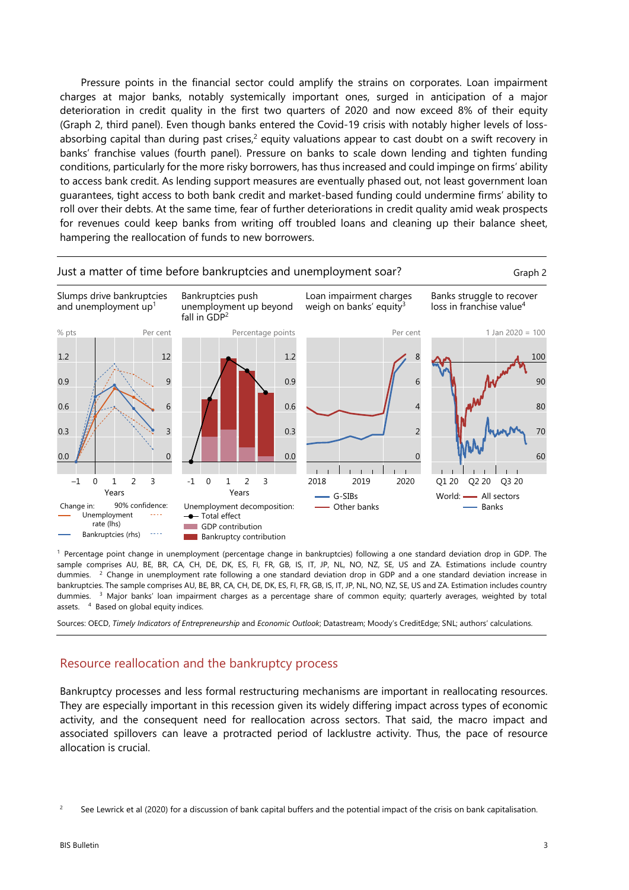Pressure points in the financial sector could amplify the strains on corporates. Loan impairment charges at major banks, notably systemically important ones, surged in anticipation of a major deterioration in credit quality in the first two quarters of 2020 and now exceed 8% of their equity (Graph 2, third panel). Even though banks entered the Covid-19 crisis with notably higher levels of loss-absorbing capital than during past crises,[2] equity valuations appear to cast doubt on a swift recovery in banks' franchise values (fourth panel). Pressure on banks to scale down lending and tighten funding conditions, particularly for the more risky borrowers, has thus increased and could impinge on firms' ability to access bank credit. As lending support measures are eventually phased out, not least government loan guarantees, tight access to both bank credit and market-based funding could undermine firms' ability to roll over their debts. At the same time, fear of further deteriorations in credit quality amid weak prospects for revenues could keep banks from writing off troubled loans and cleaning up their balance sheet, hampering the reallocation of funds to new borrowers.

**Just a matter of time before bankruptcies and unemployment soar?** — Graph 2

Slumps drive bankruptcies and unemployment up[1] | Bankruptcies push unemployment up beyond fall in GDP[2] | Loan impairment charges weigh on banks' equity[3] | Banks struggle to recover loss in franchise value[4]

Panel 1 (% pts, lhs; Per cent, rhs; x-axis: Years). Change in: Unemployment rate (lhs); Bankruptcies (rhs); 90% confidence.

Panel 2 (Percentage points; x-axis: Years). Unemployment decomposition: Total effect; GDP contribution; Bankruptcy contribution.

Panel 3 (Per cent). G-SIBs; Other banks.

Panel 4 (1 Jan 2020 = 100). World: All sectors; Banks.

[1] Percentage point change in unemployment (percentage change in bankruptcies) following a one standard deviation drop in GDP. The sample comprises AU, BE, BR, CA, CH, DE, DK, ES, FI, FR, GB, IS, IT, JP, NL, NO, NZ, SE, US and ZA. Estimations include country dummies. [2] Change in unemployment rate following a one standard deviation drop in GDP and a one standard deviation increase in bankruptcies. The sample comprises AU, BE, BR, CA, CH, DE, DK, ES, FI, FR, GB, IS, IT, JP, NL, NO, NZ, SE, US and ZA. Estimation includes country dummies. [3] Major banks' loan impairment charges as a percentage share of common equity; quarterly averages, weighted by total assets. [4] Based on global equity indices.

Sources: OECD, *Timely Indicators of Entrepreneurship* and *Economic Outlook*; Datastream; Moody's CreditEdge; SNL; authors' calculations.

## Resource reallocation and the bankruptcy process

Bankruptcy processes and less formal restructuring mechanisms are important in reallocating resources. They are especially important in this recession given its widely differing impact across types of economic activity, and the consequent need for reallocation across sectors. That said, the macro impact and associated spillovers can leave a protracted period of lacklustre activity. Thus, the pace of resource allocation is crucial.

[2] See Lewrick et al (2020) for a discussion of bank capital buffers and the potential impact of the crisis on bank capitalisation.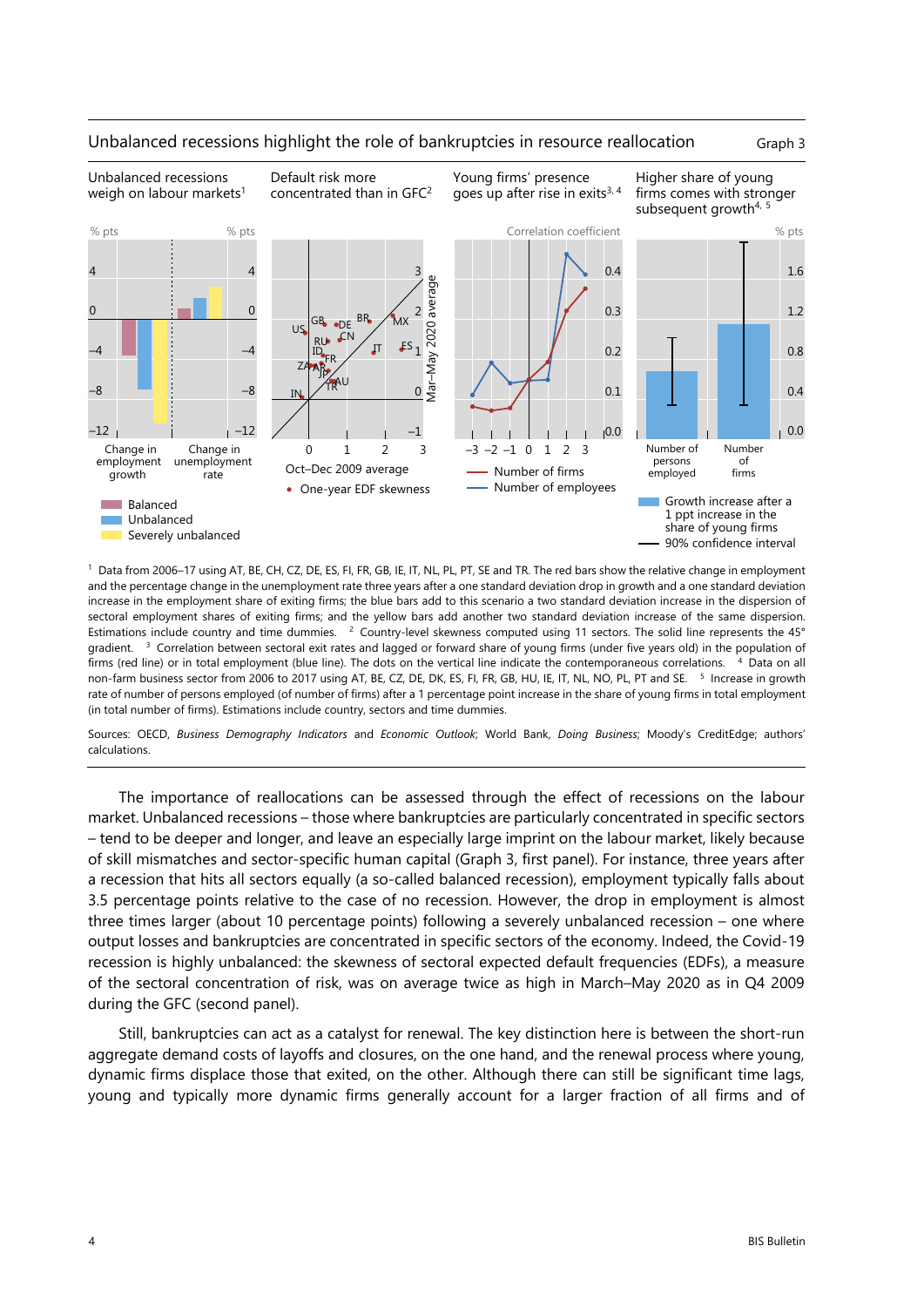Unbalanced recessions highlight the role of bankruptcies in resource reallocation — Graph 3

Unbalanced recessions weigh on labour markets[1]

Default risk more concentrated than in GFC[2]

Young firms' presence goes up after rise in exits[3, 4]

Higher share of young firms comes with stronger subsequent growth[4, 5]

[1] Data from 2006–17 using AT, BE, CH, CZ, DE, ES, FI, FR, GB, IE, IT, NL, PL, PT, SE and TR. The red bars show the relative change in employment and the percentage change in the unemployment rate three years after a one standard deviation drop in growth and a one standard deviation increase in the employment share of exiting firms; the blue bars add to this scenario a two standard deviation increase in the dispersion of sectoral employment shares of exiting firms; and the yellow bars add another two standard deviation increase of the same dispersion. Estimations include country and time dummies. [2] Country-level skewness computed using 11 sectors. The solid line represents the 45° gradient. [3] Correlation between sectoral exit rates and lagged or forward share of young firms (under five years old) in the population of firms (red line) or in total employment (blue line). The dots on the vertical line indicate the contemporaneous correlations. [4] Data on all non-farm business sector from 2006 to 2017 using AT, BE, CZ, DE, DK, ES, FI, FR, GB, HU, IE, IT, NL, NO, PL, PT and SE. [5] Increase in growth rate of number of persons employed (of number of firms) after a 1 percentage point increase in the share of young firms in total employment (in total number of firms). Estimations include country, sectors and time dummies.

Sources: OECD, *Business Demography Indicators* and *Economic Outlook*; World Bank, *Doing Business*; Moody's CreditEdge; authors' calculations.

The importance of reallocations can be assessed through the effect of recessions on the labour market. Unbalanced recessions – those where bankruptcies are particularly concentrated in specific sectors – tend to be deeper and longer, and leave an especially large imprint on the labour market, likely because of skill mismatches and sector-specific human capital (Graph 3, first panel). For instance, three years after a recession that hits all sectors equally (a so-called balanced recession), employment typically falls about 3.5 percentage points relative to the case of no recession. However, the drop in employment is almost three times larger (about 10 percentage points) following a severely unbalanced recession – one where output losses and bankruptcies are concentrated in specific sectors of the economy. Indeed, the Covid-19 recession is highly unbalanced: the skewness of sectoral expected default frequencies (EDFs), a measure of the sectoral concentration of risk, was on average twice as high in March–May 2020 as in Q4 2009 during the GFC (second panel).

Still, bankruptcies can act as a catalyst for renewal. The key distinction here is between the short-run aggregate demand costs of layoffs and closures, on the one hand, and the renewal process where young, dynamic firms displace those that exited, on the other. Although there can still be significant time lags, young and typically more dynamic firms generally account for a larger fraction of all firms and of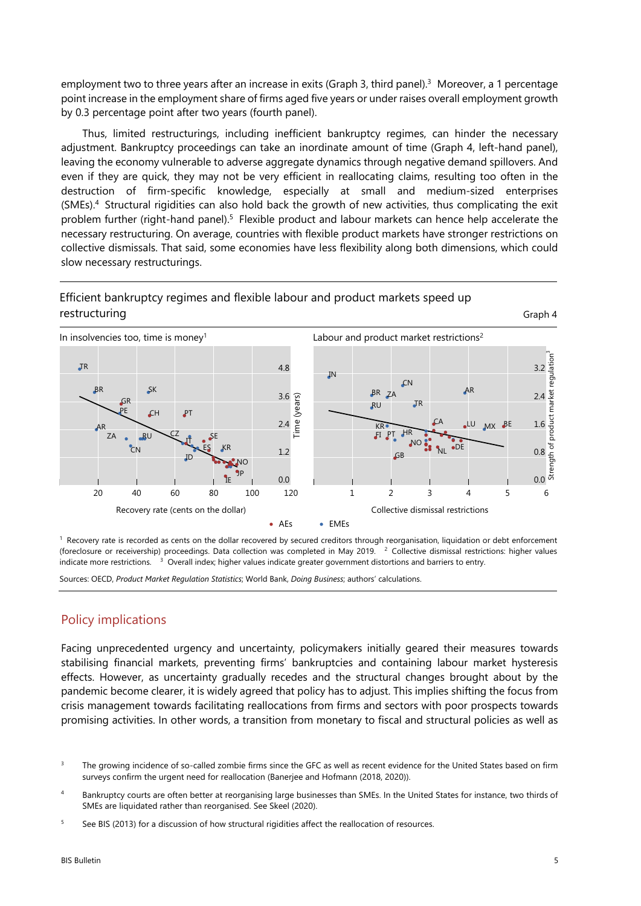employment two to three years after an increase in exits (Graph 3, third panel).[3] Moreover, a 1 percentage point increase in the employment share of firms aged five years or under raises overall employment growth by 0.3 percentage point after two years (fourth panel).

Thus, limited restructurings, including inefficient bankruptcy regimes, can hinder the necessary adjustment. Bankruptcy proceedings can take an inordinate amount of time (Graph 4, left-hand panel), leaving the economy vulnerable to adverse aggregate dynamics through negative demand spillovers. And even if they are quick, they may not be very efficient in reallocating claims, resulting too often in the destruction of firm-specific knowledge, especially at small and medium-sized enterprises (SMEs).[4] Structural rigidities can also hold back the growth of new activities, thus complicating the exit problem further (right-hand panel).[5] Flexible product and labour markets can hence help accelerate the necessary restructuring. On average, countries with flexible product markets have stronger restrictions on collective dismissals. That said, some economies have less flexibility along both dimensions, which could slow necessary restructurings.

Efficient bankruptcy regimes and flexible labour and product markets speed up restructuring — Graph 4

In insolvencies too, time is money[1] | Labour and product market restrictions[2]

[1] Recovery rate is recorded as cents on the dollar recovered by secured creditors through reorganisation, liquidation or debt enforcement (foreclosure or receivership) proceedings. Data collection was completed in May 2019. [2] Collective dismissal restrictions: higher values indicate more restrictions. [3] Overall index; higher values indicate greater government distortions and barriers to entry.

Sources: OECD, *Product Market Regulation Statistics*; World Bank, *Doing Business*; authors' calculations.

## Policy implications

Facing unprecedented urgency and uncertainty, policymakers initially geared their measures towards stabilising financial markets, preventing firms' bankruptcies and containing labour market hysteresis effects. However, as uncertainty gradually recedes and the structural changes brought about by the pandemic become clearer, it is widely agreed that policy has to adjust. This implies shifting the focus from crisis management towards facilitating reallocations from firms and sectors with poor prospects towards promising activities. In other words, a transition from monetary to fiscal and structural policies as well as

[3] The growing incidence of so-called zombie firms since the GFC as well as recent evidence for the United States based on firm surveys confirm the urgent need for reallocation (Banerjee and Hofmann (2018, 2020)).

[4] Bankruptcy courts are often better at reorganising large businesses than SMEs. In the United States for instance, two thirds of SMEs are liquidated rather than reorganised. See Skeel (2020).

[5] See BIS (2013) for a discussion of how structural rigidities affect the reallocation of resources.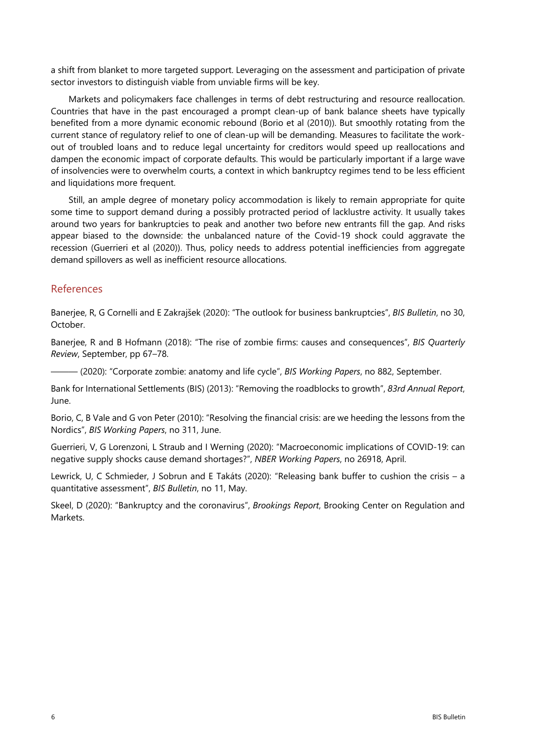a shift from blanket to more targeted support. Leveraging on the assessment and participation of private sector investors to distinguish viable from unviable firms will be key.

Markets and policymakers face challenges in terms of debt restructuring and resource reallocation. Countries that have in the past encouraged a prompt clean-up of bank balance sheets have typically benefited from a more dynamic economic rebound (Borio et al (2010)). But smoothly rotating from the current stance of regulatory relief to one of clean-up will be demanding. Measures to facilitate the work-out of troubled loans and to reduce legal uncertainty for creditors would speed up reallocations and dampen the economic impact of corporate defaults. This would be particularly important if a large wave of insolvencies were to overwhelm courts, a context in which bankruptcy regimes tend to be less efficient and liquidations more frequent.

Still, an ample degree of monetary policy accommodation is likely to remain appropriate for quite some time to support demand during a possibly protracted period of lacklustre activity. It usually takes around two years for bankruptcies to peak and another two before new entrants fill the gap. And risks appear biased to the downside: the unbalanced nature of the Covid-19 shock could aggravate the recession (Guerrieri et al (2020)). Thus, policy needs to address potential inefficiencies from aggregate demand spillovers as well as inefficient resource allocations.

## References

Banerjee, R, G Cornelli and E Zakrajšek (2020): "The outlook for business bankruptcies", *BIS Bulletin*, no 30, October.

Banerjee, R and B Hofmann (2018): "The rise of zombie firms: causes and consequences", *BIS Quarterly Review*, September, pp 67–78.

——— (2020): "Corporate zombie: anatomy and life cycle", *BIS Working Papers*, no 882, September.

Bank for International Settlements (BIS) (2013): "Removing the roadblocks to growth", *83rd Annual Report*, June.

Borio, C, B Vale and G von Peter (2010): "Resolving the financial crisis: are we heeding the lessons from the Nordics", *BIS Working Papers*, no 311, June.

Guerrieri, V, G Lorenzoni, L Straub and I Werning (2020): "Macroeconomic implications of COVID-19: can negative supply shocks cause demand shortages?", *NBER Working Papers*, no 26918, April.

Lewrick, U, C Schmieder, J Sobrun and E Takáts (2020): "Releasing bank buffer to cushion the crisis – a quantitative assessment", *BIS Bulletin*, no 11, May.

Skeel, D (2020): "Bankruptcy and the coronavirus", *Brookings Report*, Brooking Center on Regulation and Markets.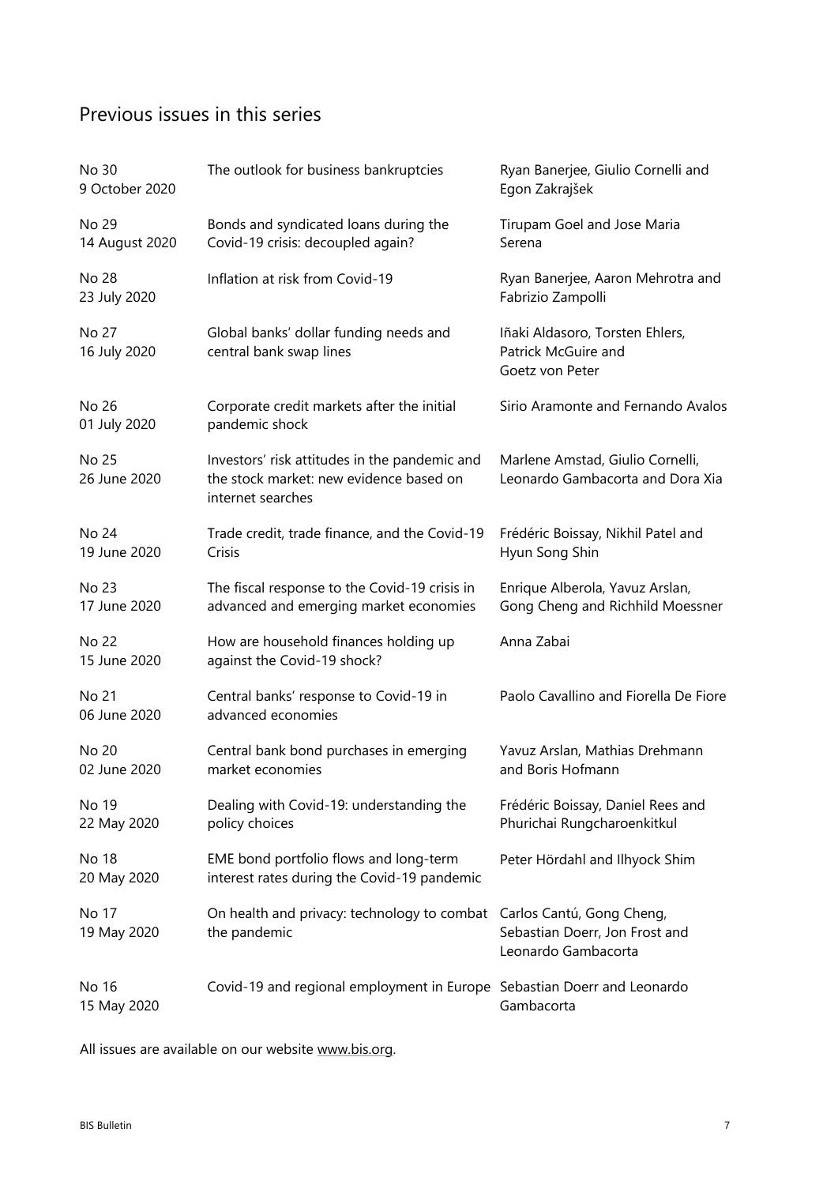## Previous issues in this series

| | | |
|---|---|---|
| No 30<br>9 October 2020 | The outlook for business bankruptcies | Ryan Banerjee, Giulio Cornelli and Egon Zakrajšek |
| No 29<br>14 August 2020 | Bonds and syndicated loans during the Covid-19 crisis: decoupled again? | Tirupam Goel and Jose Maria Serena |
| No 28<br>23 July 2020 | Inflation at risk from Covid-19 | Ryan Banerjee, Aaron Mehrotra and Fabrizio Zampolli |
| No 27<br>16 July 2020 | Global banks' dollar funding needs and central bank swap lines | Iñaki Aldasoro, Torsten Ehlers, Patrick McGuire and Goetz von Peter |
| No 26<br>01 July 2020 | Corporate credit markets after the initial pandemic shock | Sirio Aramonte and Fernando Avalos |
| No 25<br>26 June 2020 | Investors' risk attitudes in the pandemic and the stock market: new evidence based on internet searches | Marlene Amstad, Giulio Cornelli, Leonardo Gambacorta and Dora Xia |
| No 24<br>19 June 2020 | Trade credit, trade finance, and the Covid-19 Crisis | Frédéric Boissay, Nikhil Patel and Hyun Song Shin |
| No 23<br>17 June 2020 | The fiscal response to the Covid-19 crisis in advanced and emerging market economies | Enrique Alberola, Yavuz Arslan, Gong Cheng and Richhild Moessner |
| No 22<br>15 June 2020 | How are household finances holding up against the Covid-19 shock? | Anna Zabai |
| No 21<br>06 June 2020 | Central banks' response to Covid-19 in advanced economies | Paolo Cavallino and Fiorella De Fiore |
| No 20<br>02 June 2020 | Central bank bond purchases in emerging market economies | Yavuz Arslan, Mathias Drehmann and Boris Hofmann |
| No 19<br>22 May 2020 | Dealing with Covid-19: understanding the policy choices | Frédéric Boissay, Daniel Rees and Phurichai Rungcharoenkitkul |
| No 18<br>20 May 2020 | EME bond portfolio flows and long-term interest rates during the Covid-19 pandemic | Peter Hördahl and Ilhyock Shim |
| No 17<br>19 May 2020 | On health and privacy: technology to combat the pandemic | Carlos Cantú, Gong Cheng, Sebastian Doerr, Jon Frost and Leonardo Gambacorta |
| No 16<br>15 May 2020 | Covid-19 and regional employment in Europe | Sebastian Doerr and Leonardo Gambacorta |

All issues are available on our website www.bis.org.